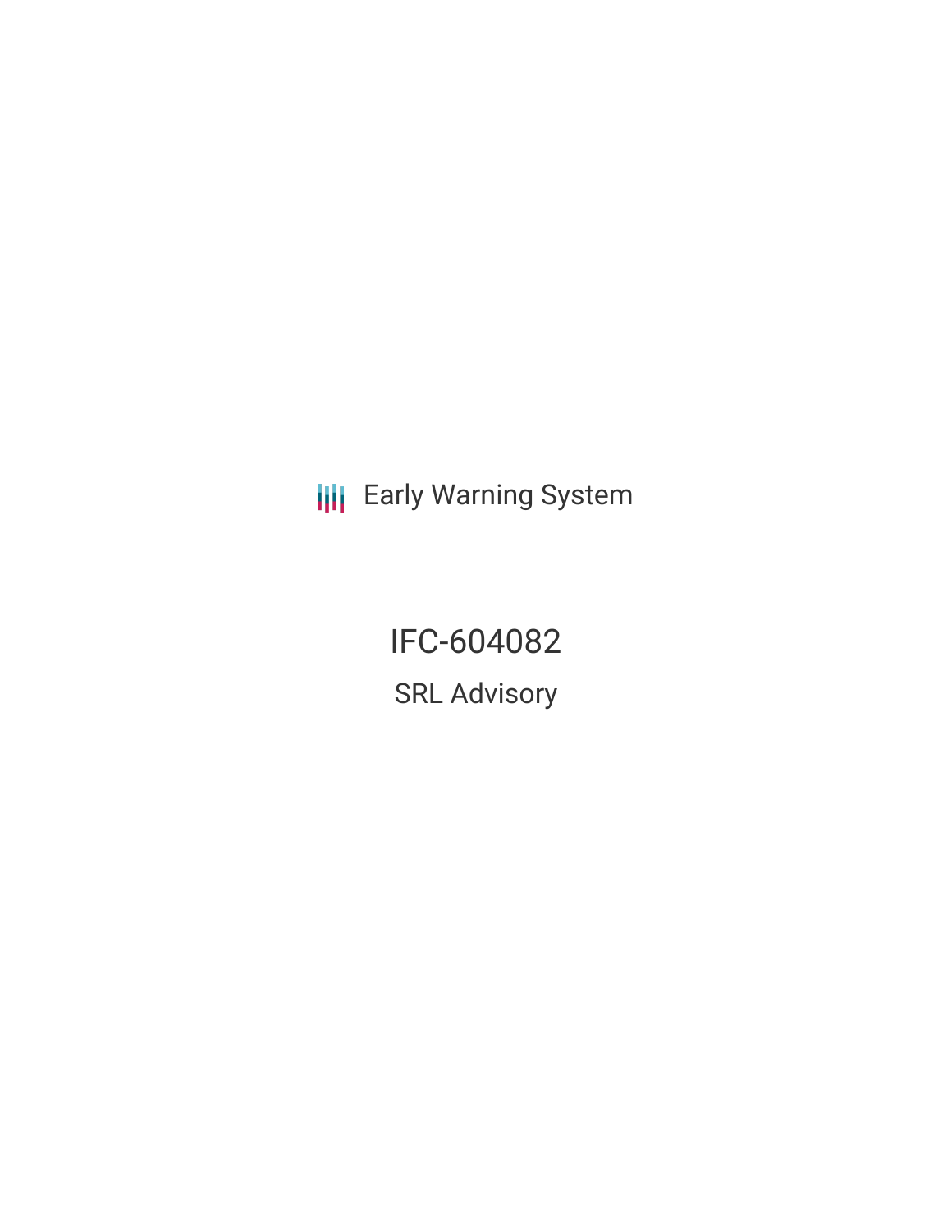Early Warning System

# IFC-604082

## SRL Advisory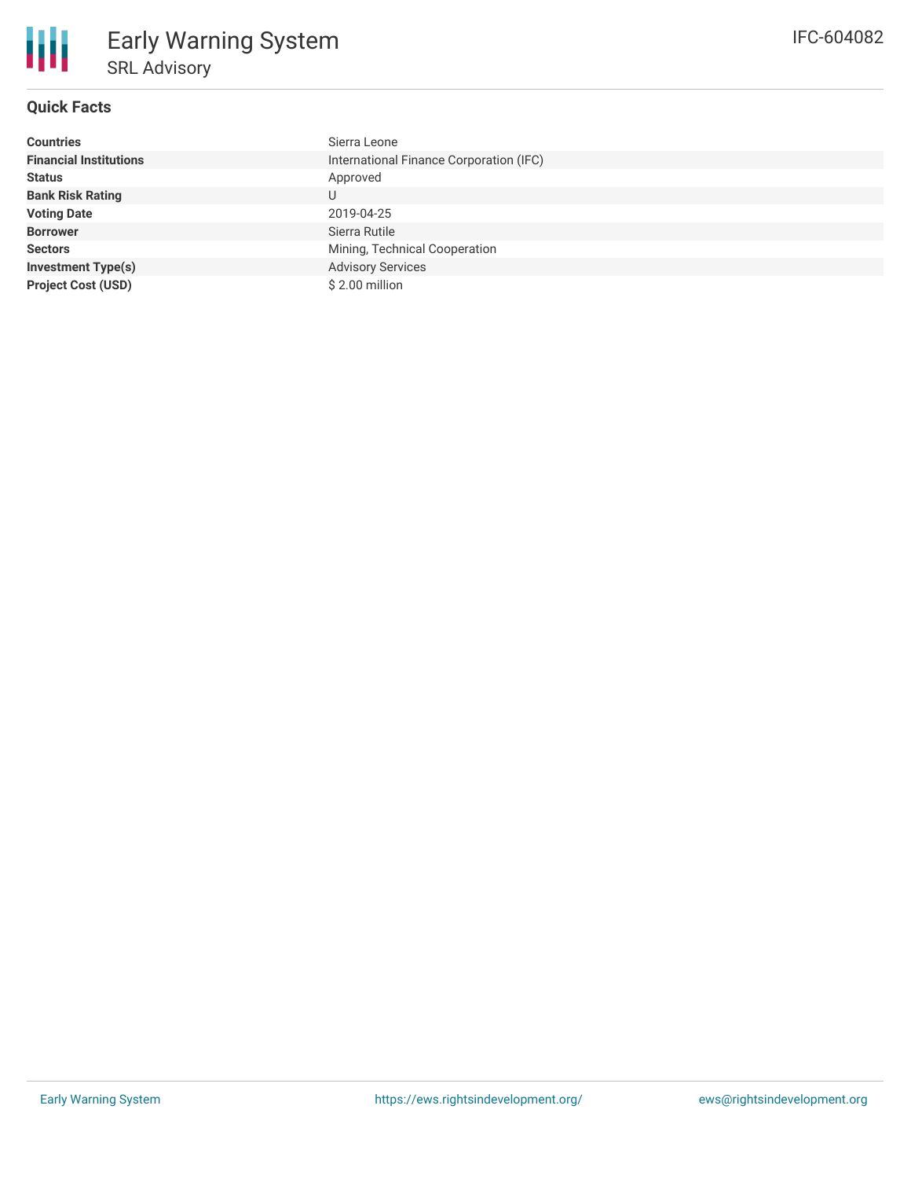# Early Warning System

## SRL Advisory

IFC-604082

### Quick Facts

| | |
|---|---|
| **Countries** | Sierra Leone |
| **Financial Institutions** | International Finance Corporation (IFC) |
| **Status** | Approved |
| **Bank Risk Rating** | U |
| **Voting Date** | 2019-04-25 |
| **Borrower** | Sierra Rutile |
| **Sectors** | Mining, Technical Cooperation |
| **Investment Type(s)** | Advisory Services |
| **Project Cost (USD)** | $ 2.00 million |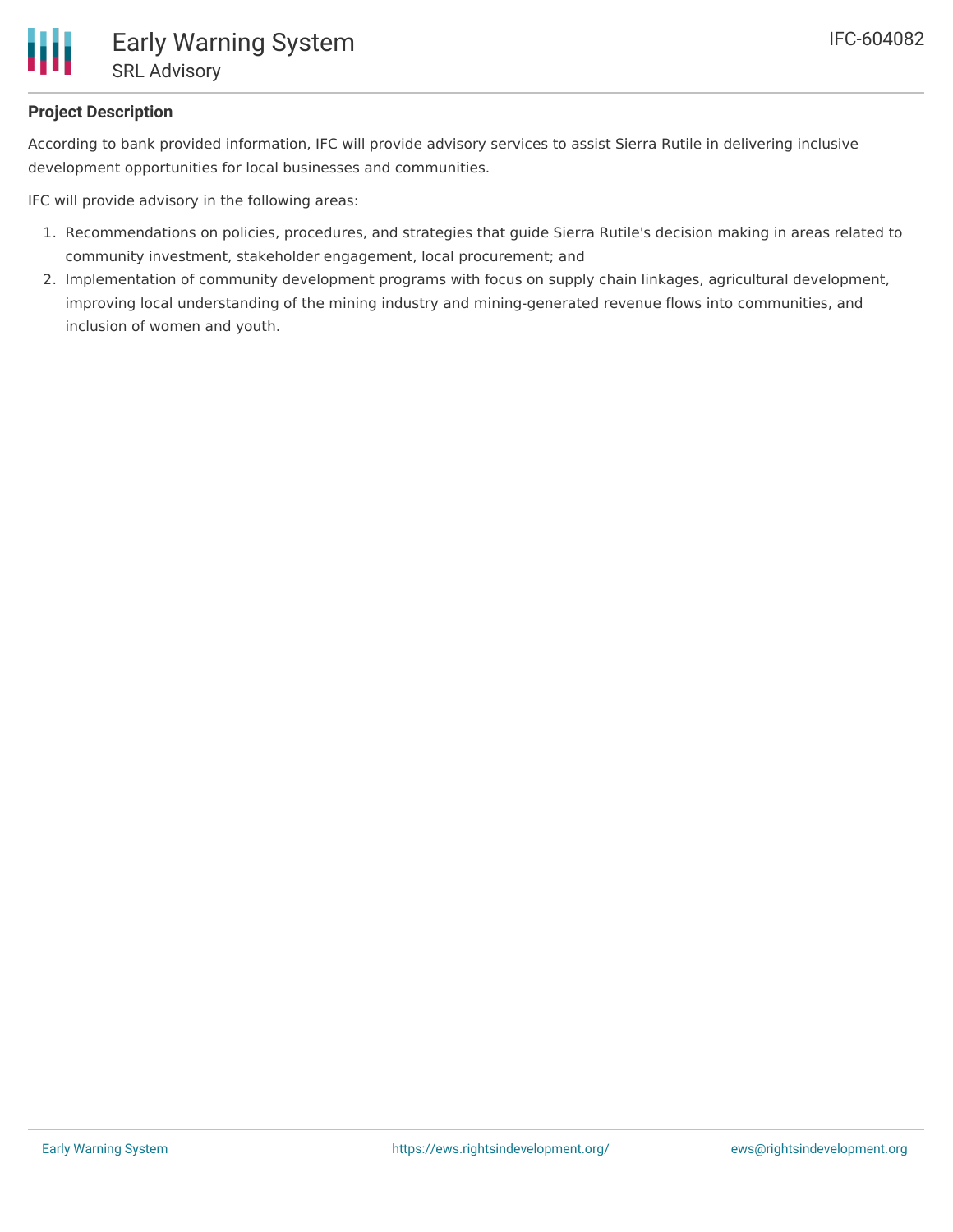**Project Description**

According to bank provided information, IFC will provide advisory services to assist Sierra Rutile in delivering inclusive development opportunities for local businesses and communities.

IFC will provide advisory in the following areas:

1. Recommendations on policies, procedures, and strategies that guide Sierra Rutile's decision making in areas related to community investment, stakeholder engagement, local procurement; and
2. Implementation of community development programs with focus on supply chain linkages, agricultural development, improving local understanding of the mining industry and mining-generated revenue flows into communities, and inclusion of women and youth.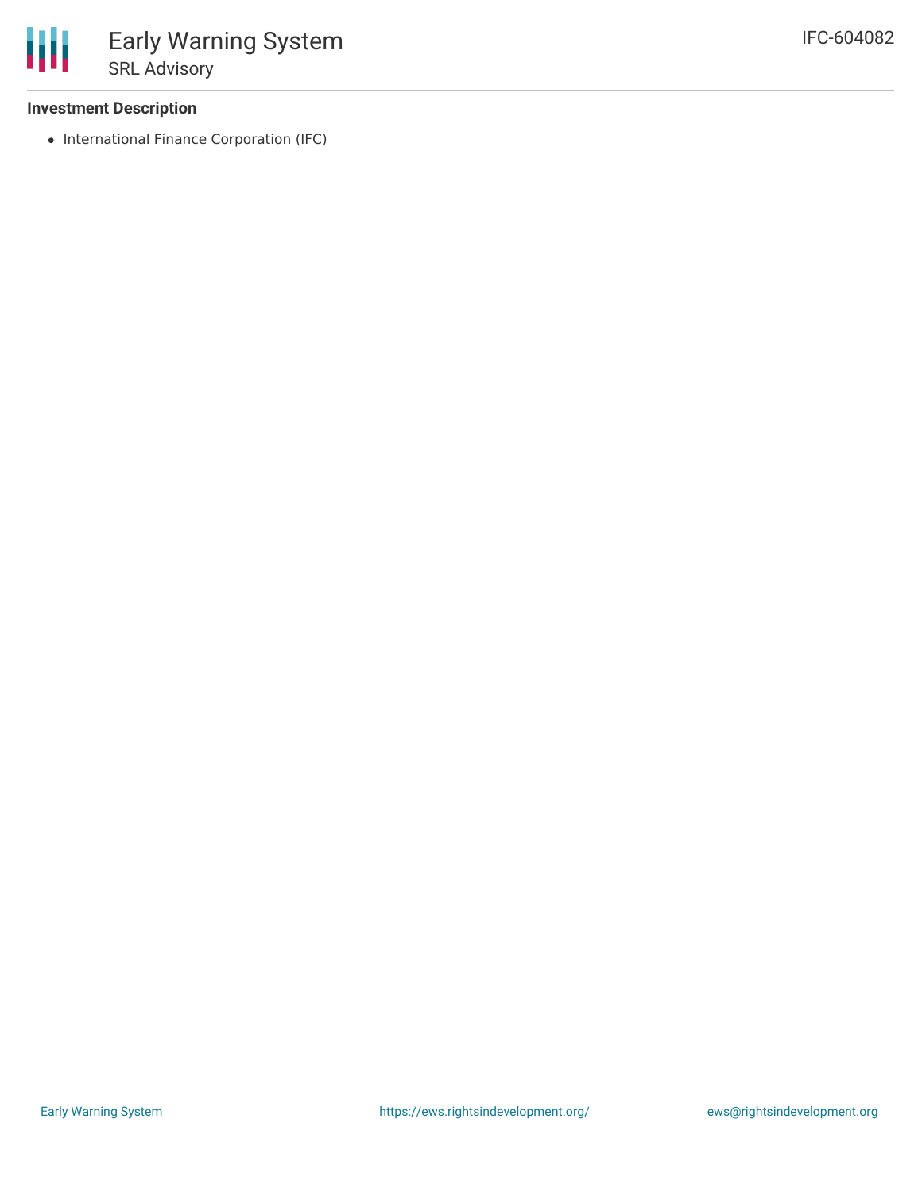**Investment Description**

- International Finance Corporation (IFC)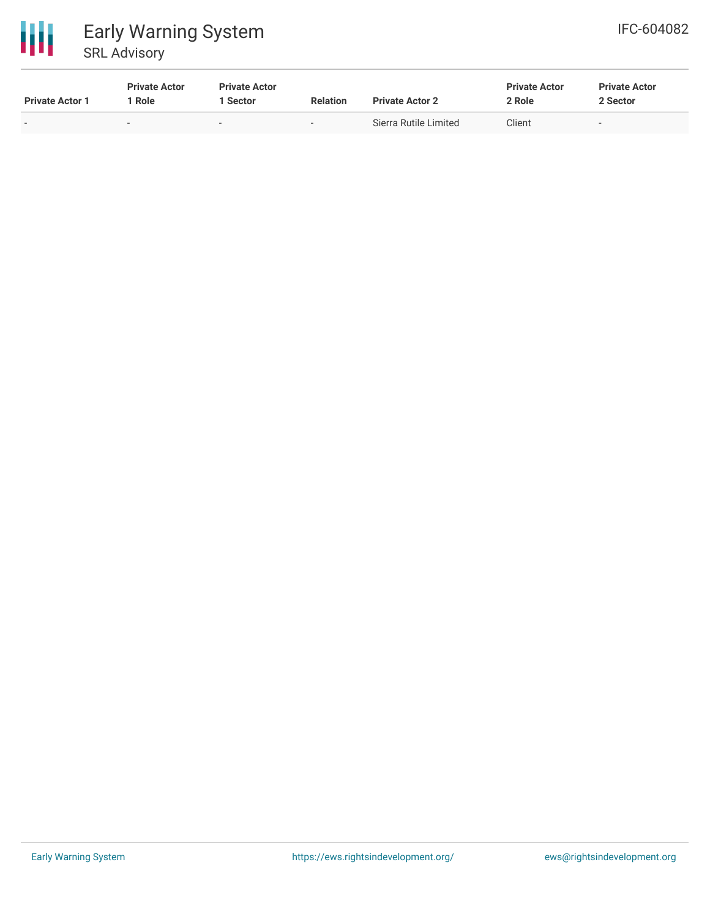| Private Actor 1 | Private Actor 1 Role | Private Actor 1 Sector | Relation | Private Actor 2 | Private Actor 2 Role | Private Actor 2 Sector |
| --- | --- | --- | --- | --- | --- | --- |
| - | - | - | - | Sierra Rutile Limited | Client | - |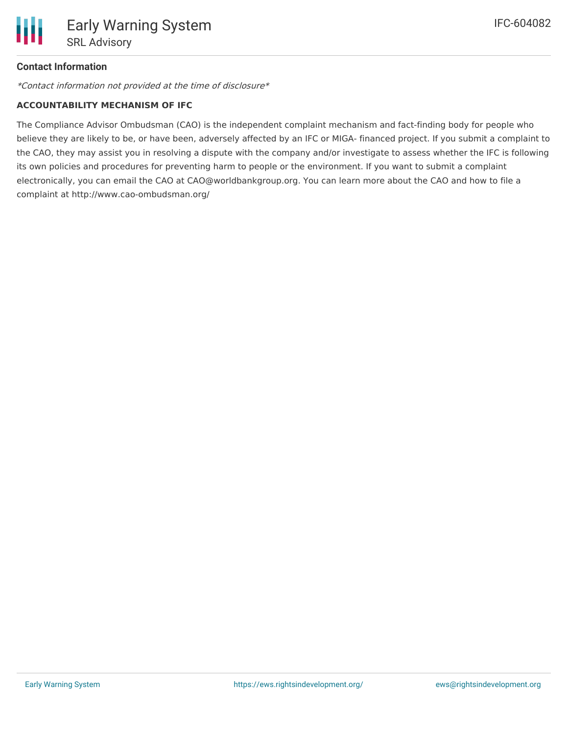#### Contact Information

*Contact information not provided at the time of disclosure*

**ACCOUNTABILITY MECHANISM OF IFC**

The Compliance Advisor Ombudsman (CAO) is the independent complaint mechanism and fact-finding body for people who believe they are likely to be, or have been, adversely affected by an IFC or MIGA- financed project. If you submit a complaint to the CAO, they may assist you in resolving a dispute with the company and/or investigate to assess whether the IFC is following its own policies and procedures for preventing harm to people or the environment. If you want to submit a complaint electronically, you can email the CAO at CAO@worldbankgroup.org. You can learn more about the CAO and how to file a complaint at http://www.cao-ombudsman.org/